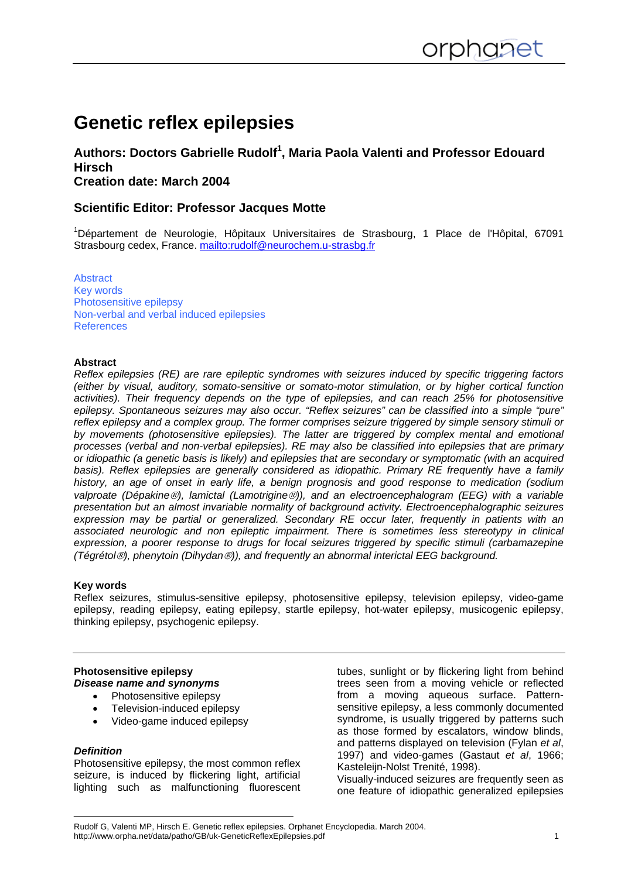# Genetic reflex epilepsies

### Authors: Doctors Gabrielle Rudolf[1], Maria Paola Valenti and Professor Edouard Hirsch
### Creation date: March 2004

### Scientific Editor: Professor Jacques Motte

[1]Département de Neurologie, Hôpitaux Universitaires de Strasbourg, 1 Place de l'Hôpital, 67091 Strasbourg cedex, France. mailto:rudolf@neurochem.u-strasbg.fr

Abstract
Key words
Photosensitive epilepsy
Non-verbal and verbal induced epilepsies
References

**Abstract**

*Reflex epilepsies (RE) are rare epileptic syndromes with seizures induced by specific triggering factors (either by visual, auditory, somato-sensitive or somato-motor stimulation, or by higher cortical function activities). Their frequency depends on the type of epilepsies, and can reach 25% for photosensitive epilepsy. Spontaneous seizures may also occur. "Reflex seizures" can be classified into a simple "pure" reflex epilepsy and a complex group. The former comprises seizure triggered by simple sensory stimuli or by movements (photosensitive epilepsies). The latter are triggered by complex mental and emotional processes (verbal and non-verbal epilepsies). RE may also be classified into epilepsies that are primary or idiopathic (a genetic basis is likely) and epilepsies that are secondary or symptomatic (with an acquired basis). Reflex epilepsies are generally considered as idiopathic. Primary RE frequently have a family history, an age of onset in early life, a benign prognosis and good response to medication (sodium valproate (Dépakine®), lamictal (Lamotrigine®)), and an electroencephalogram (EEG) with a variable presentation but an almost invariable normality of background activity. Electroencephalographic seizures expression may be partial or generalized. Secondary RE occur later, frequently in patients with an associated neurologic and non epileptic impairment. There is sometimes less stereotypy in clinical expression, a poorer response to drugs for focal seizures triggered by specific stimuli (carbamazepine (Tégrétol®), phenytoin (Dihydan®)), and frequently an abnormal interictal EEG background.*

**Key words**

Reflex seizures, stimulus-sensitive epilepsy, photosensitive epilepsy, television epilepsy, video-game epilepsy, reading epilepsy, eating epilepsy, startle epilepsy, hot-water epilepsy, musicogenic epilepsy, thinking epilepsy, psychogenic epilepsy.

---

**Photosensitive epilepsy**

***Disease name and synonyms***

- Photosensitive epilepsy
- Television-induced epilepsy
- Video-game induced epilepsy

***Definition***

Photosensitive epilepsy, the most common reflex seizure, is induced by flickering light, artificial lighting such as malfunctioning fluorescent tubes, sunlight or by flickering light from behind trees seen from a moving vehicle or reflected from a moving aqueous surface. Pattern-sensitive epilepsy, a less commonly documented syndrome, is usually triggered by patterns such as those formed by escalators, window blinds, and patterns displayed on television (Fylan *et al*, 1997) and video-games (Gastaut *et al*, 1966; Kasteleijn-Nolst Trenité, 1998).

Visually-induced seizures are frequently seen as one feature of idiopathic generalized epilepsies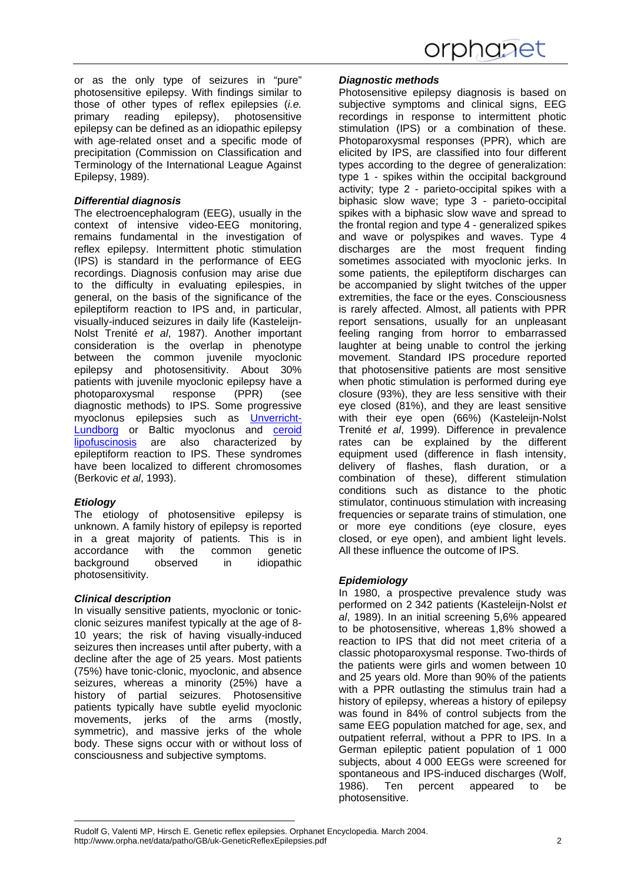or as the only type of seizures in "pure" photosensitive epilepsy. With findings similar to those of other types of reflex epilepsies (*i.e.* primary reading epilepsy), photosensitive epilepsy can be defined as an idiopathic epilepsy with age-related onset and a specific mode of precipitation (Commission on Classification and Terminology of the International League Against Epilepsy, 1989).

### *Differential diagnosis*

The electroencephalogram (EEG), usually in the context of intensive video-EEG monitoring, remains fundamental in the investigation of reflex epilepsy. Intermittent photic stimulation (IPS) is standard in the performance of EEG recordings. Diagnosis confusion may arise due to the difficulty in evaluating epilepsies, in general, on the basis of the significance of the epileptiform reaction to IPS and, in particular, visually-induced seizures in daily life (Kasteleijn-Nolst Trenité *et al*, 1987). Another important consideration is the overlap in phenotype between the common juvenile myoclonic epilepsy and photosensitivity. About 30% patients with juvenile myoclonic epilepsy have a photoparoxysmal response (PPR) (see diagnostic methods) to IPS. Some progressive myoclonus epilepsies such as Unverricht-Lundborg or Baltic myoclonus and ceroid lipofuscinosis are also characterized by epileptiform reaction to IPS. These syndromes have been localized to different chromosomes (Berkovic *et al*, 1993).

### *Etiology*

The etiology of photosensitive epilepsy is unknown. A family history of epilepsy is reported in a great majority of patients. This is in accordance with the common genetic background observed in idiopathic photosensitivity.

### *Clinical description*

In visually sensitive patients, myoclonic or tonic-clonic seizures manifest typically at the age of 8-10 years; the risk of having visually-induced seizures then increases until after puberty, with a decline after the age of 25 years. Most patients (75%) have tonic-clonic, myoclonic, and absence seizures, whereas a minority (25%) have a history of partial seizures. Photosensitive patients typically have subtle eyelid myoclonic movements, jerks of the arms (mostly, symmetric), and massive jerks of the whole body. These signs occur with or without loss of consciousness and subjective symptoms.

### *Diagnostic methods*

Photosensitive epilepsy diagnosis is based on subjective symptoms and clinical signs, EEG recordings in response to intermittent photic stimulation (IPS) or a combination of these. Photoparoxysmal responses (PPR), which are elicited by IPS, are classified into four different types according to the degree of generalization: type 1 - spikes within the occipital background activity; type 2 - parieto-occipital spikes with a biphasic slow wave; type 3 - parieto-occipital spikes with a biphasic slow wave and spread to the frontal region and type 4 - generalized spikes and wave or polyspikes and waves. Type 4 discharges are the most frequent finding sometimes associated with myoclonic jerks. In some patients, the epileptiform discharges can be accompanied by slight twitches of the upper extremities, the face or the eyes. Consciousness is rarely affected. Almost, all patients with PPR report sensations, usually for an unpleasant feeling ranging from horror to embarrassed laughter at being unable to control the jerking movement. Standard IPS procedure reported that photosensitive patients are most sensitive when photic stimulation is performed during eye closure (93%), they are less sensitive with their eye closed (81%), and they are least sensitive with their eye open (66%) (Kasteleijn-Nolst Trenité *et al*, 1999). Difference in prevalence rates can be explained by the different equipment used (difference in flash intensity, delivery of flashes, flash duration, or a combination of these), different stimulation conditions such as distance to the photic stimulator, continuous stimulation with increasing frequencies or separate trains of stimulation, one or more eye conditions (eye closure, eyes closed, or eye open), and ambient light levels. All these influence the outcome of IPS.

### *Epidemiology*

In 1980, a prospective prevalence study was performed on 2 342 patients (Kasteleijn-Nolst *et al*, 1989). In an initial screening 5,6% appeared to be photosensitive, whereas 1,8% showed a reaction to IPS that did not meet criteria of a classic photoparoxysmal response. Two-thirds of the patients were girls and women between 10 and 25 years old. More than 90% of the patients with a PPR outlasting the stimulus train had a history of epilepsy, whereas a history of epilepsy was found in 84% of control subjects from the same EEG population matched for age, sex, and outpatient referral, without a PPR to IPS. In a German epileptic patient population of 1 000 subjects, about 4 000 EEGs were screened for spontaneous and IPS-induced discharges (Wolf, 1986). Ten percent appeared to be photosensitive.

---

Rudolf G, Valenti MP, Hirsch E. Genetic reflex epilepsies. Orphanet Encyclopedia. March 2004.
http://www.orpha.net/data/patho/GB/uk-GeneticReflexEpilepsies.pdf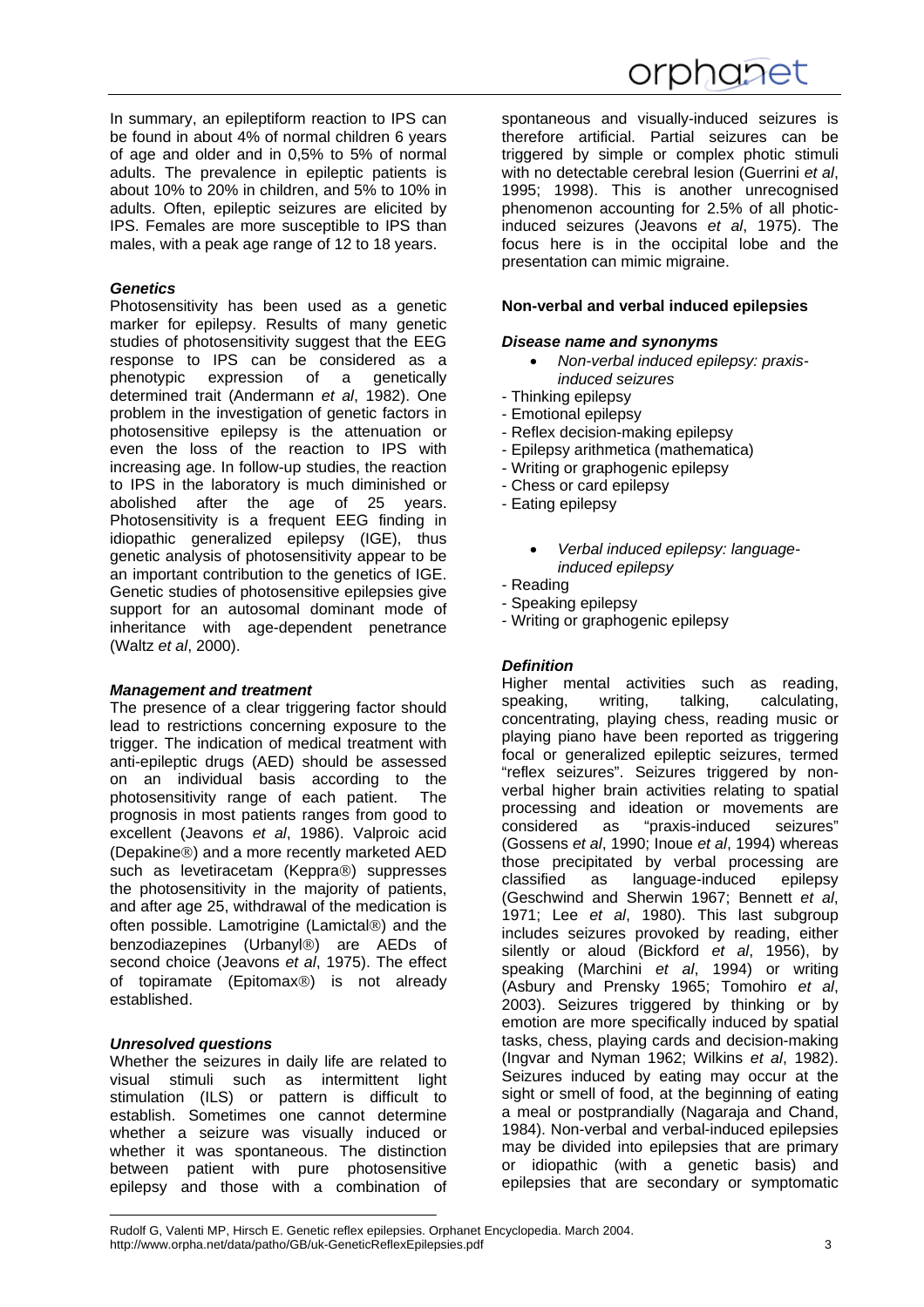In summary, an epileptiform reaction to IPS can be found in about 4% of normal children 6 years of age and older and in 0,5% to 5% of normal adults. The prevalence in epileptic patients is about 10% to 20% in children, and 5% to 10% in adults. Often, epileptic seizures are elicited by IPS. Females are more susceptible to IPS than males, with a peak age range of 12 to 18 years.

### *Genetics*

Photosensitivity has been used as a genetic marker for epilepsy. Results of many genetic studies of photosensitivity suggest that the EEG response to IPS can be considered as a phenotypic expression of a genetically determined trait (Andermann *et al*, 1982). One problem in the investigation of genetic factors in photosensitive epilepsy is the attenuation or even the loss of the reaction to IPS with increasing age. In follow-up studies, the reaction to IPS in the laboratory is much diminished or abolished after the age of 25 years. Photosensitivity is a frequent EEG finding in idiopathic generalized epilepsy (IGE), thus genetic analysis of photosensitivity appear to be an important contribution to the genetics of IGE. Genetic studies of photosensitive epilepsies give support for an autosomal dominant mode of inheritance with age-dependent penetrance (Waltz *et al*, 2000).

### *Management and treatment*

The presence of a clear triggering factor should lead to restrictions concerning exposure to the trigger. The indication of medical treatment with anti-epileptic drugs (AED) should be assessed on an individual basis according to the photosensitivity range of each patient. The prognosis in most patients ranges from good to excellent (Jeavons *et al*, 1986). Valproic acid (Depakine®) and a more recently marketed AED such as levetiracetam (Keppra®) suppresses the photosensitivity in the majority of patients, and after age 25, withdrawal of the medication is often possible. Lamotrigine (Lamictal®) and the benzodiazepines (Urbanyl®) are AEDs of second choice (Jeavons *et al*, 1975). The effect of topiramate (Epitomax®) is not already established.

### *Unresolved questions*

Whether the seizures in daily life are related to visual stimuli such as intermittent light stimulation (ILS) or pattern is difficult to establish. Sometimes one cannot determine whether a seizure was visually induced or whether it was spontaneous. The distinction between patient with pure photosensitive epilepsy and those with a combination of spontaneous and visually-induced seizures is therefore artificial. Partial seizures can be triggered by simple or complex photic stimuli with no detectable cerebral lesion (Guerrini *et al*, 1995; 1998). This is another unrecognised phenomenon accounting for 2.5% of all photic-induced seizures (Jeavons *et al*, 1975). The focus here is in the occipital lobe and the presentation can mimic migraine.

## **Non-verbal and verbal induced epilepsies**

### *Disease name and synonyms*

- *Non-verbal induced epilepsy: praxis-induced seizures*

- Thinking epilepsy
- Emotional epilepsy
- Reflex decision-making epilepsy
- Epilepsy arithmetica (mathematica)
- Writing or graphogenic epilepsy
- Chess or card epilepsy
- Eating epilepsy

- *Verbal induced epilepsy: language-induced epilepsy*

- Reading
- Speaking epilepsy
- Writing or graphogenic epilepsy

### *Definition*

Higher mental activities such as reading, speaking, writing, talking, calculating, concentrating, playing chess, reading music or playing piano have been reported as triggering focal or generalized epileptic seizures, termed "reflex seizures". Seizures triggered by non-verbal higher brain activities relating to spatial processing and ideation or movements are considered as "praxis-induced seizures" (Gossens *et al*, 1990; Inoue *et al*, 1994) whereas those precipitated by verbal processing are classified as language-induced epilepsy (Geschwind and Sherwin 1967; Bennett *et al*, 1971; Lee *et al*, 1980). This last subgroup includes seizures provoked by reading, either silently or aloud (Bickford *et al*, 1956), by speaking (Marchini *et al*, 1994) or writing (Asbury and Prensky 1965; Tomohiro *et al*, 2003). Seizures triggered by thinking or by emotion are more specifically induced by spatial tasks, chess, playing cards and decision-making (Ingvar and Nyman 1962; Wilkins *et al*, 1982). Seizures induced by eating may occur at the sight or smell of food, at the beginning of eating a meal or postprandially (Nagaraja and Chand, 1984). Non-verbal and verbal-induced epilepsies may be divided into epilepsies that are primary or idiopathic (with a genetic basis) and epilepsies that are secondary or symptomatic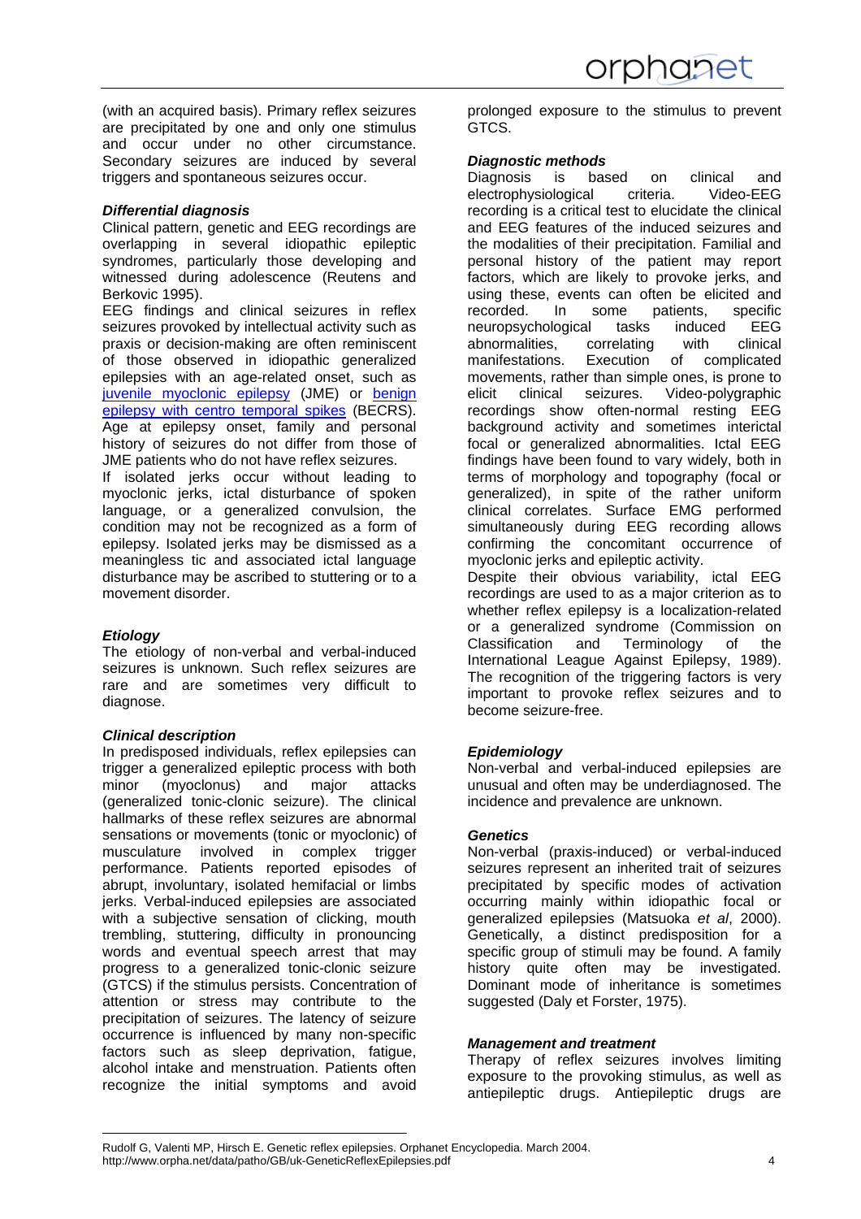(with an acquired basis). Primary reflex seizures are precipitated by one and only one stimulus and occur under no other circumstance. Secondary seizures are induced by several triggers and spontaneous seizures occur.

### *Differential diagnosis*

Clinical pattern, genetic and EEG recordings are overlapping in several idiopathic epileptic syndromes, particularly those developing and witnessed during adolescence (Reutens and Berkovic 1995).

EEG findings and clinical seizures in reflex seizures provoked by intellectual activity such as praxis or decision-making are often reminiscent of those observed in idiopathic generalized epilepsies with an age-related onset, such as juvenile myoclonic epilepsy (JME) or benign epilepsy with centro temporal spikes (BECRS). Age at epilepsy onset, family and personal history of seizures do not differ from those of JME patients who do not have reflex seizures.

If isolated jerks occur without leading to myoclonic jerks, ictal disturbance of spoken language, or a generalized convulsion, the condition may not be recognized as a form of epilepsy. Isolated jerks may be dismissed as a meaningless tic and associated ictal language disturbance may be ascribed to stuttering or to a movement disorder.

### *Etiology*

The etiology of non-verbal and verbal-induced seizures is unknown. Such reflex seizures are rare and are sometimes very difficult to diagnose.

### *Clinical description*

In predisposed individuals, reflex epilepsies can trigger a generalized epileptic process with both minor (myoclonus) and major attacks (generalized tonic-clonic seizure). The clinical hallmarks of these reflex seizures are abnormal sensations or movements (tonic or myoclonic) of musculature involved in complex trigger performance. Patients reported episodes of abrupt, involuntary, isolated hemifacial or limbs jerks. Verbal-induced epilepsies are associated with a subjective sensation of clicking, mouth trembling, stuttering, difficulty in pronouncing words and eventual speech arrest that may progress to a generalized tonic-clonic seizure (GTCS) if the stimulus persists. Concentration of attention or stress may contribute to the precipitation of seizures. The latency of seizure occurrence is influenced by many non-specific factors such as sleep deprivation, fatigue, alcohol intake and menstruation. Patients often recognize the initial symptoms and avoid prolonged exposure to the stimulus to prevent GTCS.

### *Diagnostic methods*

Diagnosis is based on clinical and electrophysiological criteria. Video-EEG recording is a critical test to elucidate the clinical and EEG features of the induced seizures and the modalities of their precipitation. Familial and personal history of the patient may report factors, which are likely to provoke jerks, and using these, events can often be elicited and recorded. In some patients, specific neuropsychological tasks induced EEG abnormalities, correlating with clinical manifestations. Execution of complicated movements, rather than simple ones, is prone to elicit clinical seizures. Video-polygraphic recordings show often-normal resting EEG background activity and sometimes interictal focal or generalized abnormalities. Ictal EEG findings have been found to vary widely, both in terms of morphology and topography (focal or generalized), in spite of the rather uniform clinical correlates. Surface EMG performed simultaneously during EEG recording allows confirming the concomitant occurrence of myoclonic jerks and epileptic activity.

Despite their obvious variability, ictal EEG recordings are used to as a major criterion as to whether reflex epilepsy is a localization-related or a generalized syndrome (Commission on Classification and Terminology of the International League Against Epilepsy, 1989). The recognition of the triggering factors is very important to provoke reflex seizures and to become seizure-free.

### *Epidemiology*

Non-verbal and verbal-induced epilepsies are unusual and often may be underdiagnosed. The incidence and prevalence are unknown.

### *Genetics*

Non-verbal (praxis-induced) or verbal-induced seizures represent an inherited trait of seizures precipitated by specific modes of activation occurring mainly within idiopathic focal or generalized epilepsies (Matsuoka *et al*, 2000). Genetically, a distinct predisposition for a specific group of stimuli may be found. A family history quite often may be investigated. Dominant mode of inheritance is sometimes suggested (Daly et Forster, 1975).

### *Management and treatment*

Therapy of reflex seizures involves limiting exposure to the provoking stimulus, as well as antiepileptic drugs. Antiepileptic drugs are

Rudolf G, Valenti MP, Hirsch E. Genetic reflex epilepsies. Orphanet Encyclopedia. March 2004.
http://www.orpha.net/data/patho/GB/uk-GeneticReflexEpilepsies.pdf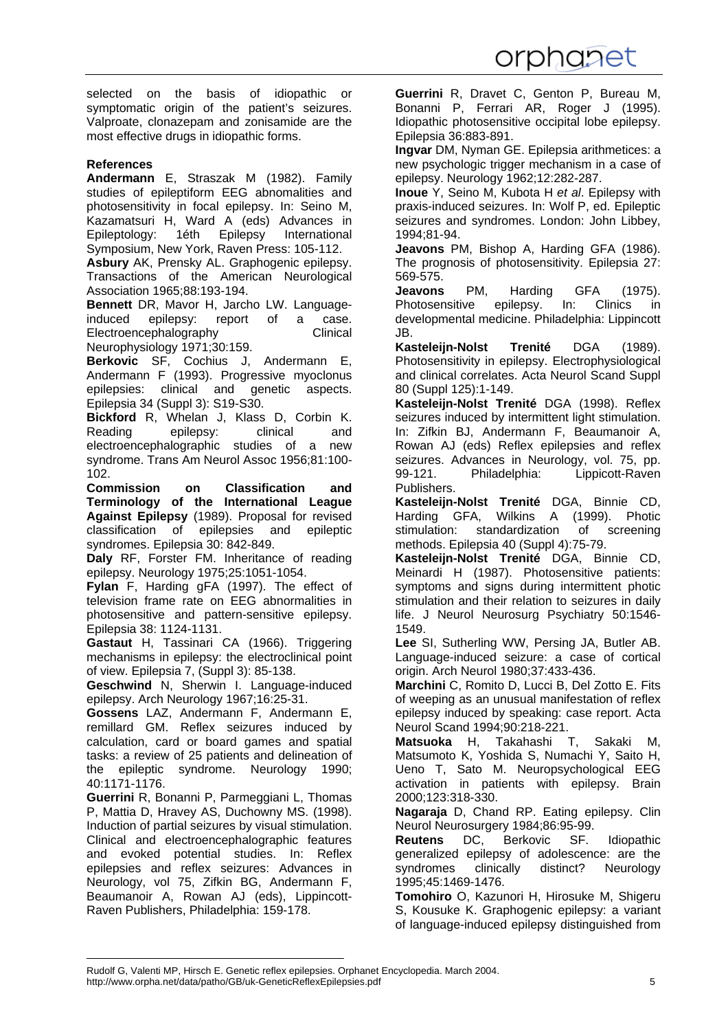selected on the basis of idiopathic or symptomatic origin of the patient's seizures. Valproate, clonazepam and zonisamide are the most effective drugs in idiopathic forms.

## References

**Andermann** E, Straszak M (1982). Family studies of epileptiform EEG abnomalities and photosensitivity in focal epilepsy. In: Seino M, Kazamatsuri H, Ward A (eds) Advances in Epileptology: 1éth Epilepsy International Symposium, New York, Raven Press: 105-112.

**Asbury** AK, Prensky AL. Graphogenic epilepsy. Transactions of the American Neurological Association 1965;88:193-194.

**Bennett** DR, Mavor H, Jarcho LW. Language-induced epilepsy: report of a case. Electroencephalography Clinical Neurophysiology 1971;30:159.

**Berkovic** SF, Cochius J, Andermann E, Andermann F (1993). Progressive myoclonus epilepsies: clinical and genetic aspects. Epilepsia 34 (Suppl 3): S19-S30.

**Bickford** R, Whelan J, Klass D, Corbin K. Reading epilepsy: clinical and electroencephalographic studies of a new syndrome. Trans Am Neurol Assoc 1956;81:100-102.

**Commission on Classification and Terminology of the International League Against Epilepsy** (1989). Proposal for revised classification of epilepsies and epileptic syndromes. Epilepsia 30: 842-849.

**Daly** RF, Forster FM. Inheritance of reading epilepsy. Neurology 1975;25:1051-1054.

**Fylan** F, Harding gFA (1997). The effect of television frame rate on EEG abnormalities in photosensitive and pattern-sensitive epilepsy. Epilepsia 38: 1124-1131.

**Gastaut** H, Tassinari CA (1966). Triggering mechanisms in epilepsy: the electroclinical point of view. Epilepsia 7, (Suppl 3): 85-138.

**Geschwind** N, Sherwin I. Language-induced epilepsy. Arch Neurology 1967;16:25-31.

**Gossens** LAZ, Andermann F, Andermann E, remillard GM. Reflex seizures induced by calculation, card or board games and spatial tasks: a review of 25 patients and delineation of the epileptic syndrome. Neurology 1990; 40:1171-1176.

**Guerrini** R, Bonanni P, Parmeggiani L, Thomas P, Mattia D, Hravey AS, Duchowny MS. (1998). Induction of partial seizures by visual stimulation. Clinical and electroencephalographic features and evoked potential studies. In: Reflex epilepsies and reflex seizures: Advances in Neurology, vol 75, Zifkin BG, Andermann F, Beaumanoir A, Rowan AJ (eds), Lippincott-Raven Publishers, Philadelphia: 159-178.

**Guerrini** R, Dravet C, Genton P, Bureau M, Bonanni P, Ferrari AR, Roger J (1995). Idiopathic photosensitive occipital lobe epilepsy. Epilepsia 36:883-891.

**Ingvar** DM, Nyman GE. Epilepsia arithmetices: a new psychologic trigger mechanism in a case of epilepsy. Neurology 1962;12:282-287.

**Inoue** Y, Seino M, Kubota H *et al*. Epilepsy with praxis-induced seizures. In: Wolf P, ed. Epileptic seizures and syndromes. London: John Libbey, 1994;81-94.

**Jeavons** PM, Bishop A, Harding GFA (1986). The prognosis of photosensitivity. Epilepsia 27: 569-575.

**Jeavons** PM, Harding GFA (1975). Photosensitive epilepsy. In: Clinics in developmental medicine. Philadelphia: Lippincott JB.

**Kasteleijn-Nolst Trenité** DGA (1989). Photosensitivity in epilepsy. Electrophysiological and clinical correlates. Acta Neurol Scand Suppl 80 (Suppl 125):1-149.

**Kasteleijn-Nolst Trenité** DGA (1998). Reflex seizures induced by intermittent light stimulation. In: Zifkin BJ, Andermann F, Beaumanoir A, Rowan AJ (eds) Reflex epilepsies and reflex seizures. Advances in Neurology, vol. 75, pp. 99-121. Philadelphia: Lippicott-Raven Publishers.

**Kasteleijn-Nolst Trenité** DGA, Binnie CD, Harding GFA, Wilkins A (1999). Photic stimulation: standardization of screening methods. Epilepsia 40 (Suppl 4):75-79.

**Kasteleijn-Nolst Trenité** DGA, Binnie CD, Meinardi H (1987). Photosensitive patients: symptoms and signs during intermittent photic stimulation and their relation to seizures in daily life. J Neurol Neurosurg Psychiatry 50:1546-1549.

**Lee** SI, Sutherling WW, Persing JA, Butler AB. Language-induced seizure: a case of cortical origin. Arch Neurol 1980;37:433-436.

**Marchini** C, Romito D, Lucci B, Del Zotto E. Fits of weeping as an unusual manifestation of reflex epilepsy induced by speaking: case report. Acta Neurol Scand 1994;90:218-221.

**Matsuoka** H, Takahashi T, Sakaki M, Matsumoto K, Yoshida S, Numachi Y, Saito H, Ueno T, Sato M. Neuropsychological EEG activation in patients with epilepsy. Brain 2000;123:318-330.

**Nagaraja** D, Chand RP. Eating epilepsy. Clin Neurol Neurosurgery 1984;86:95-99.

**Reutens** DC, Berkovic SF. Idiopathic generalized epilepsy of adolescence: are the syndromes clinically distinct? Neurology 1995;45:1469-1476.

**Tomohiro** O, Kazunori H, Hirosuke M, Shigeru S, Kousuke K. Graphogenic epilepsy: a variant of language-induced epilepsy distinguished from

Rudolf G, Valenti MP, Hirsch E. Genetic reflex epilepsies. Orphanet Encyclopedia. March 2004.
http://www.orpha.net/data/patho/GB/uk-GeneticReflexEpilepsies.pdf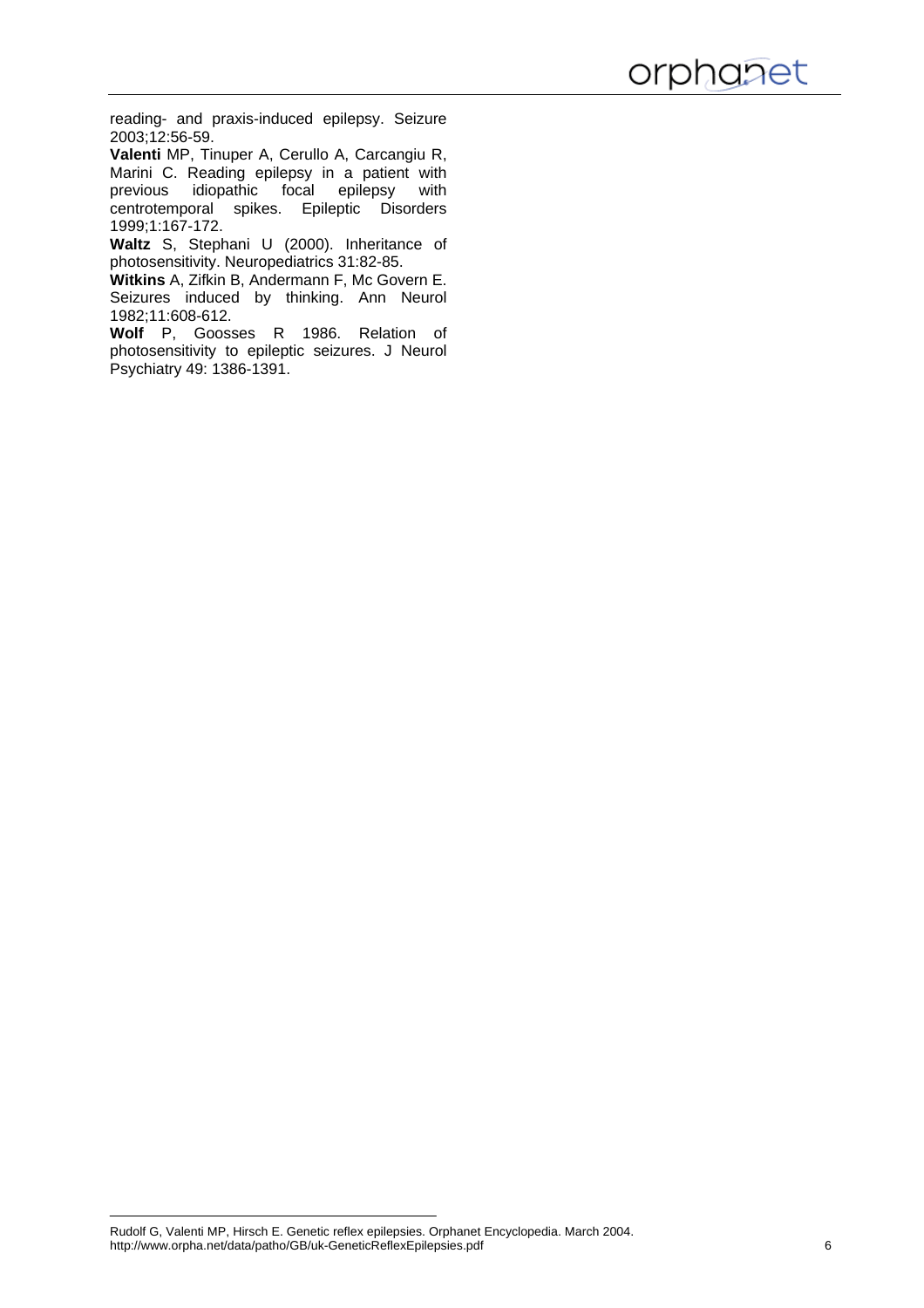reading- and praxis-induced epilepsy. Seizure 2003;12:56-59.

**Valenti** MP, Tinuper A, Cerullo A, Carcangiu R, Marini C. Reading epilepsy in a patient with previous idiopathic focal epilepsy with centrotemporal spikes. Epileptic Disorders 1999;1:167-172.

**Waltz** S, Stephani U (2000). Inheritance of photosensitivity. Neuropediatrics 31:82-85.

**Witkins** A, Zifkin B, Andermann F, Mc Govern E. Seizures induced by thinking. Ann Neurol 1982;11:608-612.

**Wolf** P, Goosses R 1986. Relation of photosensitivity to epileptic seizures. J Neurol Psychiatry 49: 1386-1391.